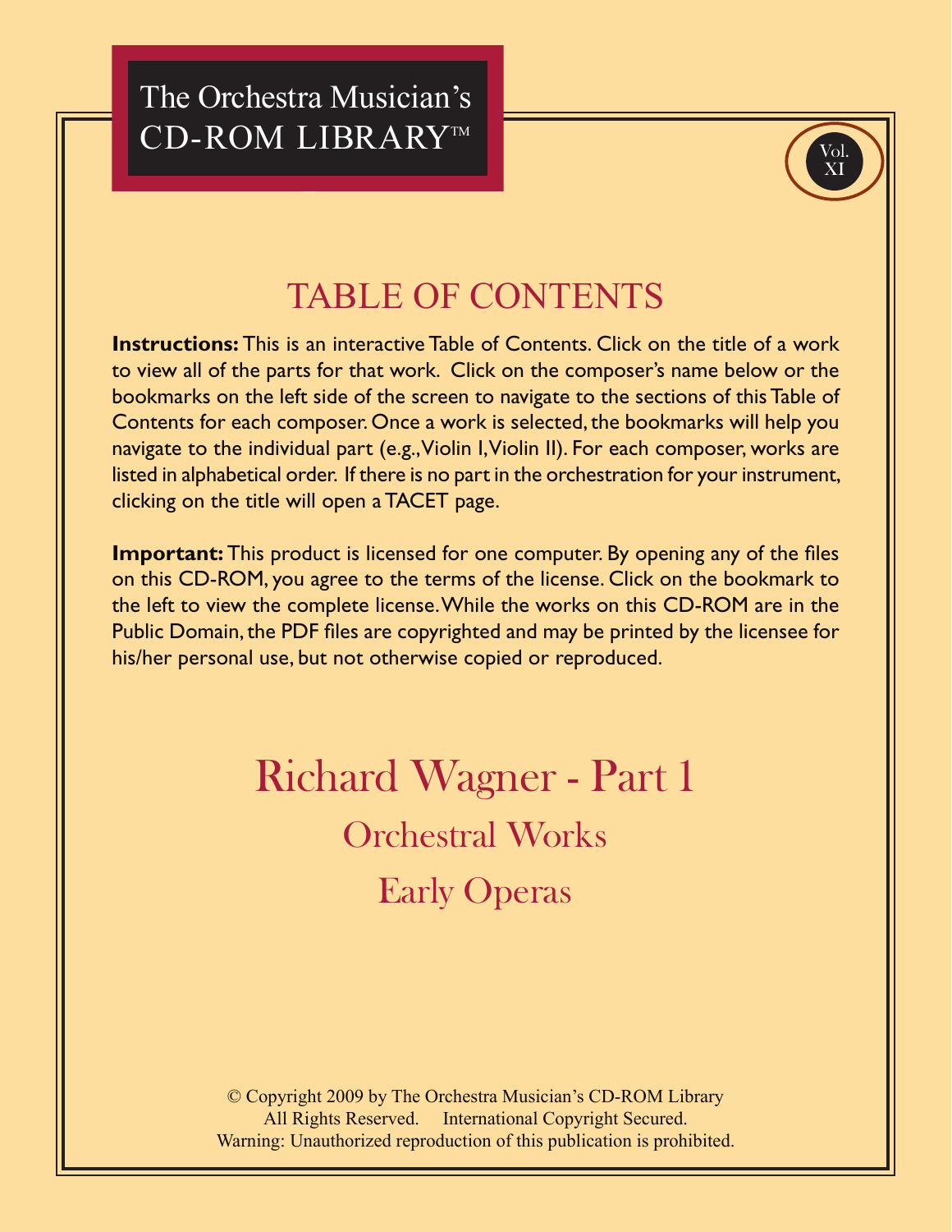# The Orchestra Musician's CD-ROM LIBRARY™

Vol. XI

## TABLE OF CONTENTS

**Instructions:** This is an interactive Table of Contents. Click on the title of a work to view all of the parts for that work. Click on the composer's name below or the bookmarks on the left side of the screen to navigate to the sections of this Table of Contents for each composer. Once a work is selected, the bookmarks will help you navigate to the individual part (e.g., Violin I, Violin II). For each composer, works are listed in alphabetical order. If there is no part in the orchestration for your instrument, clicking on the title will open a TACET page.

**Important:** This product is licensed for one computer. By opening any of the files on this CD-ROM, you agree to the terms of the license. Click on the bookmark to the left to view the complete license. While the works on this CD-ROM are in the Public Domain, the PDF files are copyrighted and may be printed by the licensee for his/her personal use, but not otherwise copied or reproduced.

## Richard Wagner - Part 1

### Orchestral Works

### Early Operas

© Copyright 2009 by The Orchestra Musician's CD-ROM Library
All Rights Reserved. International Copyright Secured.
Warning: Unauthorized reproduction of this publication is prohibited.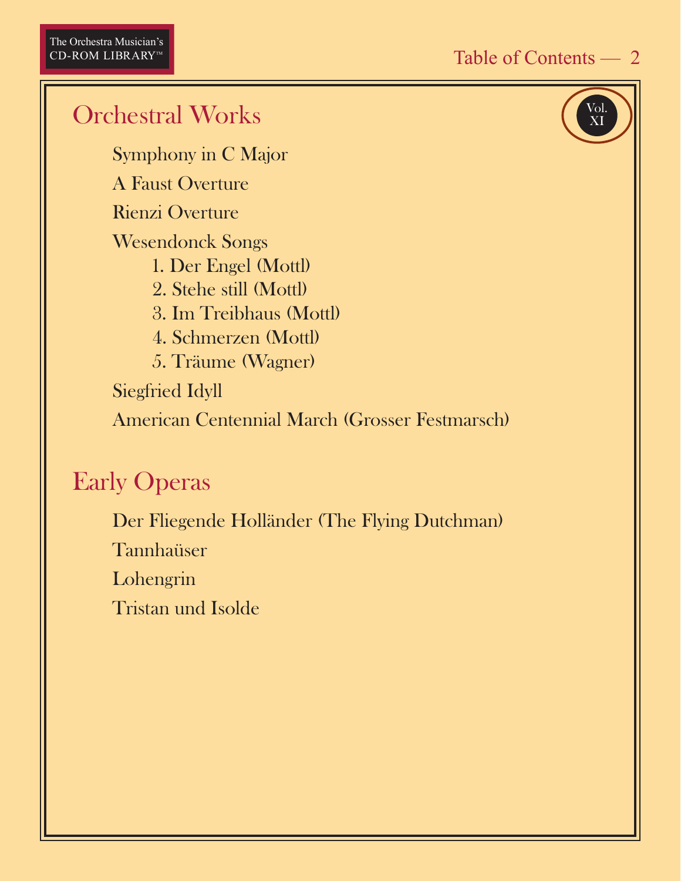# Orchestral Works

Vol. XI

- Symphony in C Major
- A Faust Overture
- Rienzi Overture
- Wesendonck Songs
  1. Der Engel (Mottl)
  2. Stehe still (Mottl)
  3. Im Treibhaus (Mottl)
  4. Schmerzen (Mottl)
  5. Träume (Wagner)
- Siegfried Idyll
- American Centennial March (Grosser Festmarsch)

# Early Operas

- Der Fliegende Holländer (The Flying Dutchman)
- Tannhaüser
- Lohengrin
- Tristan und Isolde